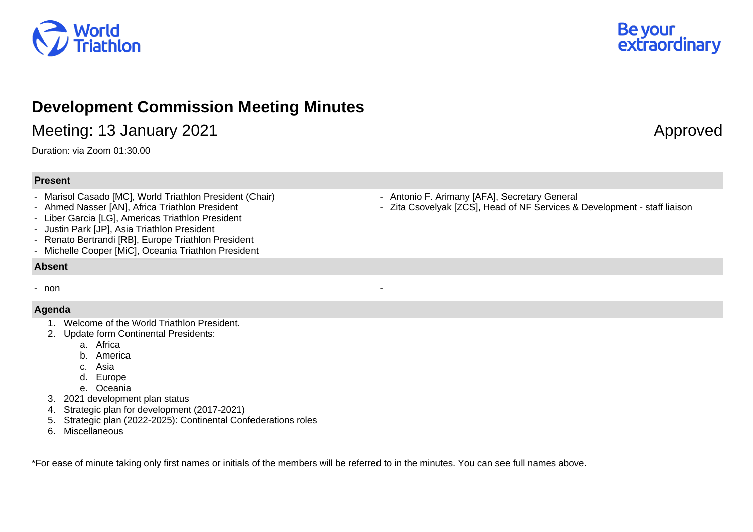# Development Commission Meeting Minutes

## Meeting: 13 January 2021

Approved

Duration: via Zoom 01:30.00

### Present

- Marisol Casado [MC], World Triathlon President (Chair)
- Ahmed Nasser [AN], Africa Triathlon President
- Liber Garcia [LG], Americas Triathlon President
- Justin Park [JP], Asia Triathlon President
- Renato Bertrandi [RB], Europe Triathlon President
- Michelle Cooper [MiC], Oceania Triathlon President
- Antonio F. Arimany [AFA], Secretary General
- Zita Csovelyak [ZCS], Head of NF Services & Development - staff liaison

### Absent

- non

### Agenda

1. Welcome of the World Triathlon President.
2. Update form Continental Presidents:
   a. Africa
   b. America
   c. Asia
   d. Europe
   e. Oceania
3. 2021 development plan status
4. Strategic plan for development (2017-2021)
5. Strategic plan (2022-2025): Continental Confederations roles
6. Miscellaneous

*For ease of minute taking only first names or initials of the members will be referred to in the minutes. You can see full names above.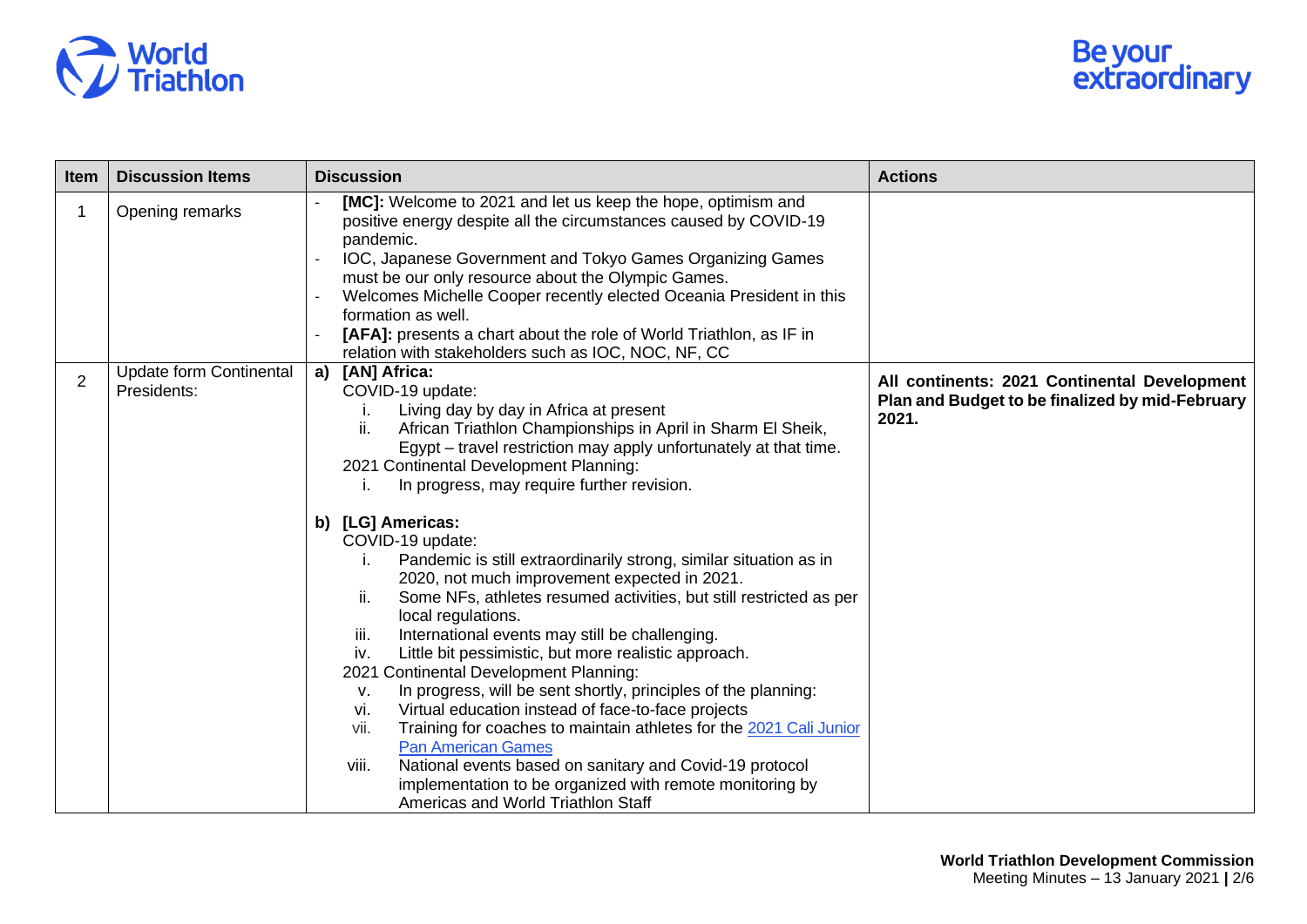| Item | Discussion Items | Discussion | Actions |
|---|---|---|---|
| 1 | Opening remarks | - **[MC]:** Welcome to 2021 and let us keep the hope, optimism and positive energy despite all the circumstances caused by COVID-19 pandemic.<br>- IOC, Japanese Government and Tokyo Games Organizing Games must be our only resource about the Olympic Games.<br>- Welcomes Michelle Cooper recently elected Oceania President in this formation as well.<br>- **[AFA]:** presents a chart about the role of World Triathlon, as IF in relation with stakeholders such as IOC, NOC, NF, CC | |
| 2 | Update form Continental Presidents: | **a) [AN] Africa:**<br>COVID-19 update:<br>i. Living day by day in Africa at present<br>ii. African Triathlon Championships in April in Sharm El Sheik, Egypt – travel restriction may apply unfortunately at that time.<br>2021 Continental Development Planning:<br>i. In progress, may require further revision.<br><br>**b) [LG] Americas:**<br>COVID-19 update:<br>i. Pandemic is still extraordinarily strong, similar situation as in 2020, not much improvement expected in 2021.<br>ii. Some NFs, athletes resumed activities, but still restricted as per local regulations.<br>iii. International events may still be challenging.<br>iv. Little bit pessimistic, but more realistic approach.<br>2021 Continental Development Planning:<br>v. In progress, will be sent shortly, principles of the planning:<br>vi. Virtual education instead of face-to-face projects<br>vii. Training for coaches to maintain athletes for the 2021 Cali Junior Pan American Games<br>viii. National events based on sanitary and Covid-19 protocol implementation to be organized with remote monitoring by Americas and World Triathlon Staff | **All continents: 2021 Continental Development Plan and Budget to be finalized by mid-February 2021.** |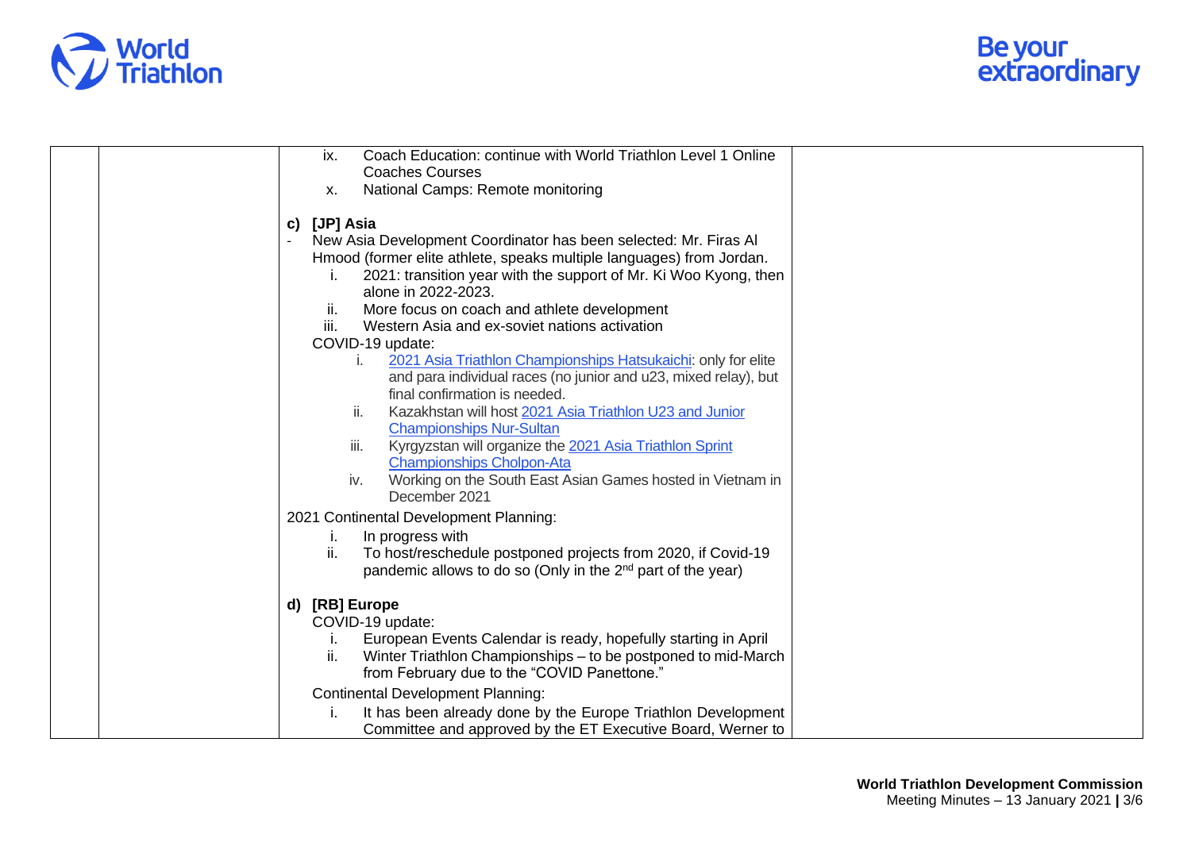| | | | |
|---|---|---|---|
| | | ix. Coach Education: continue with World Triathlon Level 1 Online Coaches Courses<br>x. National Camps: Remote monitoring<br><br>**c) [JP] Asia**<br>- New Asia Development Coordinator has been selected: Mr. Firas Al Hmood (former elite athlete, speaks multiple languages) from Jordan.<br>i. 2021: transition year with the support of Mr. Ki Woo Kyong, then alone in 2022-2023.<br>ii. More focus on coach and athlete development<br>iii. Western Asia and ex-soviet nations activation<br>COVID-19 update:<br>i. 2021 Asia Triathlon Championships Hatsukaichi: only for elite and para individual races (no junior and u23, mixed relay), but final confirmation is needed.<br>ii. Kazakhstan will host 2021 Asia Triathlon U23 and Junior Championships Nur-Sultan<br>iii. Kyrgyzstan will organize the 2021 Asia Triathlon Sprint Championships Cholpon-Ata<br>iv. Working on the South East Asian Games hosted in Vietnam in December 2021<br>2021 Continental Development Planning:<br>i. In progress with<br>ii. To host/reschedule postponed projects from 2020, if Covid-19 pandemic allows to do so (Only in the 2nd part of the year)<br><br>**d) [RB] Europe**<br>COVID-19 update:<br>i. European Events Calendar is ready, hopefully starting in April<br>ii. Winter Triathlon Championships – to be postponed to mid-March from February due to the "COVID Panettone."<br>Continental Development Planning:<br>i. It has been already done by the Europe Triathlon Development Committee and approved by the ET Executive Board, Werner to | |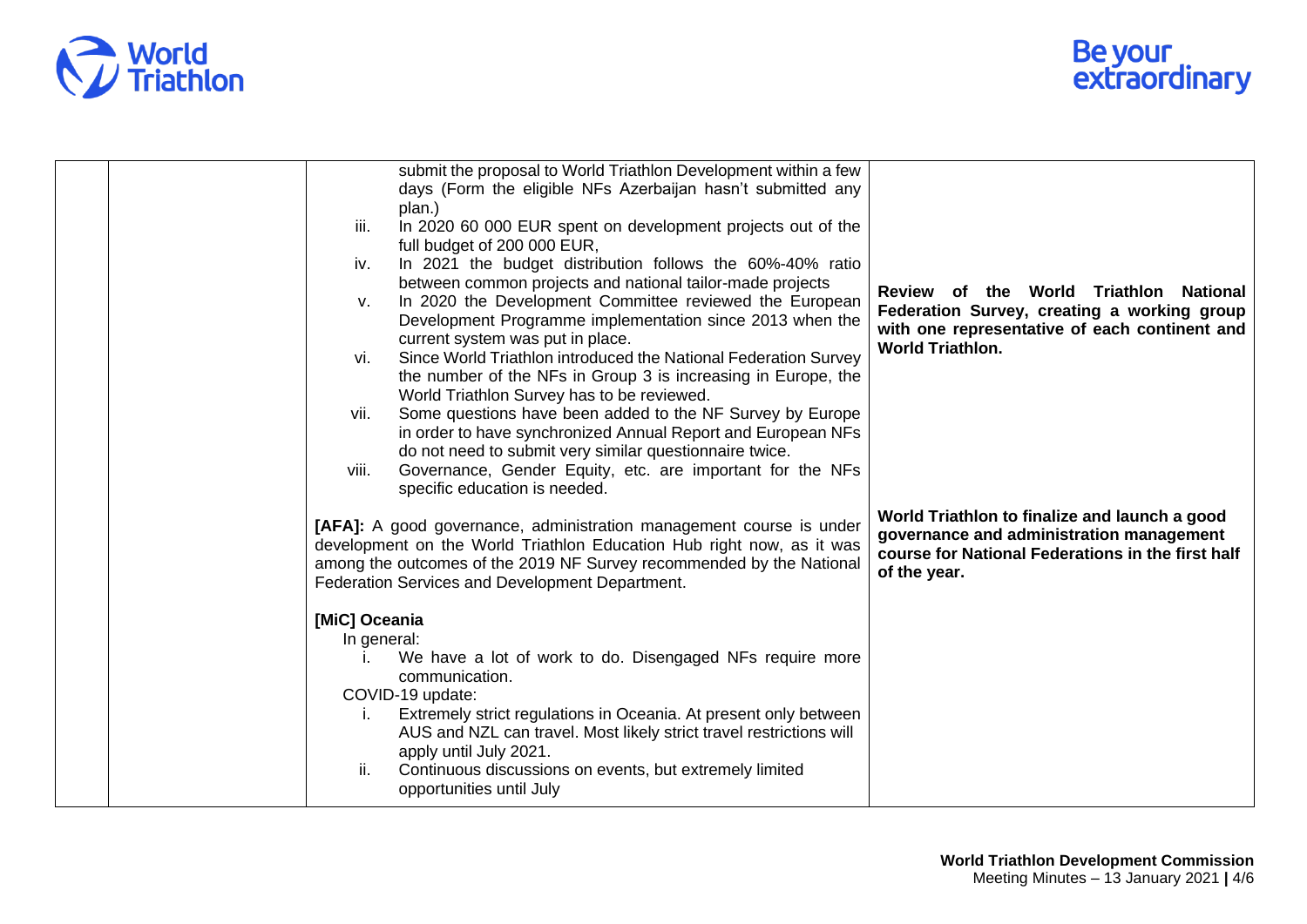| | | | |
|---|---|---|---|
| | | submit the proposal to World Triathlon Development within a few days (Form the eligible NFs Azerbaijan hasn't submitted any plan.)<br>iii. In 2020 60 000 EUR spent on development projects out of the full budget of 200 000 EUR,<br>iv. In 2021 the budget distribution follows the 60%-40% ratio between common projects and national tailor-made projects<br>v. In 2020 the Development Committee reviewed the European Development Programme implementation since 2013 when the current system was put in place.<br>vi. Since World Triathlon introduced the National Federation Survey the number of the NFs in Group 3 is increasing in Europe, the World Triathlon Survey has to be reviewed.<br>vii. Some questions have been added to the NF Survey by Europe in order to have synchronized Annual Report and European NFs do not need to submit very similar questionnaire twice.<br>viii. Governance, Gender Equity, etc. are important for the NFs specific education is needed. | **Review of the World Triathlon National Federation Survey, creating a working group with one representative of each continent and World Triathlon.** |
| | | **[AFA]:** A good governance, administration management course is under development on the World Triathlon Education Hub right now, as it was among the outcomes of the 2019 NF Survey recommended by the National Federation Services and Development Department. | **World Triathlon to finalize and launch a good governance and administration management course for National Federations in the first half of the year.** |
| | | **[MiC] Oceania**<br>In general:<br>i. We have a lot of work to do. Disengaged NFs require more communication.<br>COVID-19 update:<br>i. Extremely strict regulations in Oceania. At present only between AUS and NZL can travel. Most likely strict travel restrictions will apply until July 2021.<br>ii. Continuous discussions on events, but extremely limited opportunities until July | |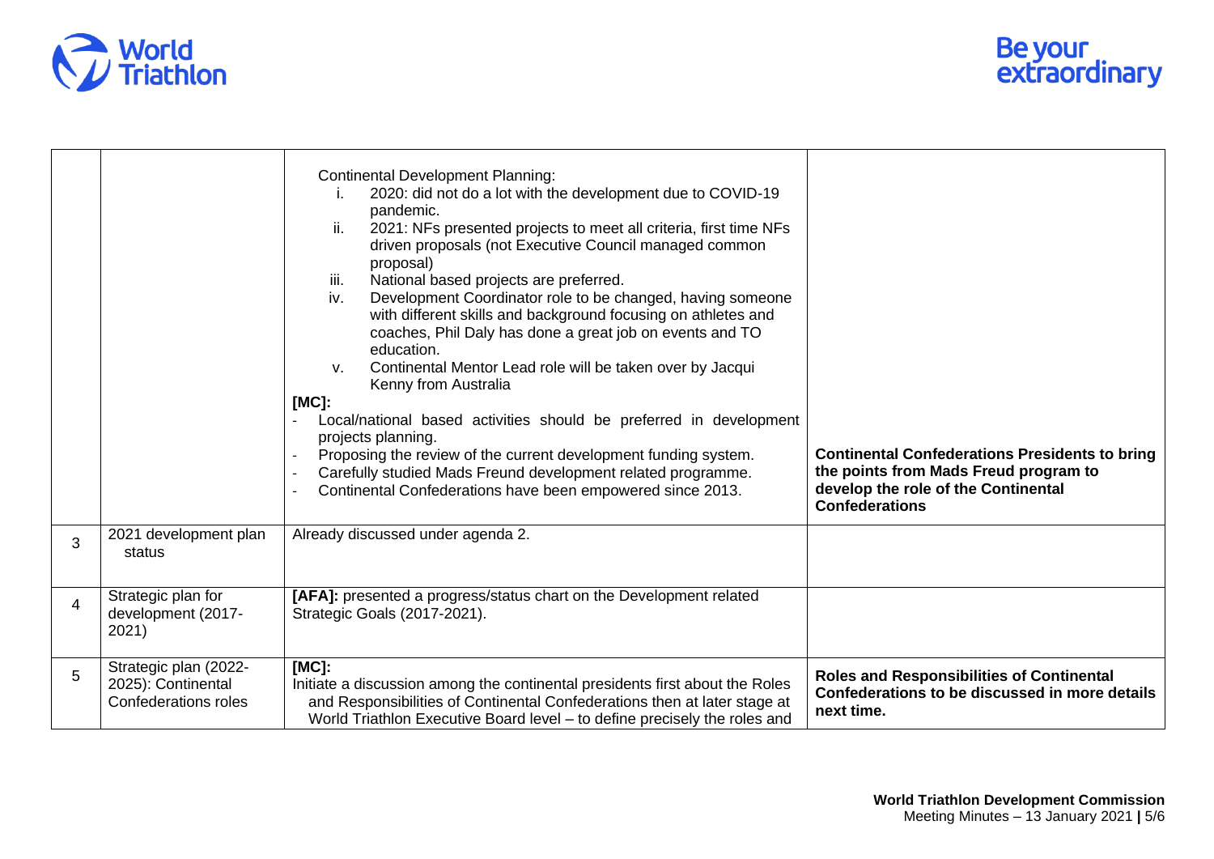| | | | |
|---|---|---|---|
| | | Continental Development Planning:<br>i. 2020: did not do a lot with the development due to COVID-19 pandemic.<br>ii. 2021: NFs presented projects to meet all criteria, first time NFs driven proposals (not Executive Council managed common proposal)<br>iii. National based projects are preferred.<br>iv. Development Coordinator role to be changed, having someone with different skills and background focusing on athletes and coaches, Phil Daly has done a great job on events and TO education.<br>v. Continental Mentor Lead role will be taken over by Jacqui Kenny from Australia<br>**[MC]:**<br>- Local/national based activities should be preferred in development projects planning.<br>- Proposing the review of the current development funding system.<br>- Carefully studied Mads Freund development related programme.<br>- Continental Confederations have been empowered since 2013. | **Continental Confederations Presidents to bring the points from Mads Freud program to develop the role of the Continental Confederations** |
| 3 | 2021 development plan status | Already discussed under agenda 2. | |
| 4 | Strategic plan for development (2017-2021) | **[AFA]:** presented a progress/status chart on the Development related Strategic Goals (2017-2021). | |
| 5 | Strategic plan (2022-2025): Continental Confederations roles | **[MC]:**<br>Initiate a discussion among the continental presidents first about the Roles and Responsibilities of Continental Confederations then at later stage at World Triathlon Executive Board level – to define precisely the roles and | **Roles and Responsibilities of Continental Confederations to be discussed in more details next time.** |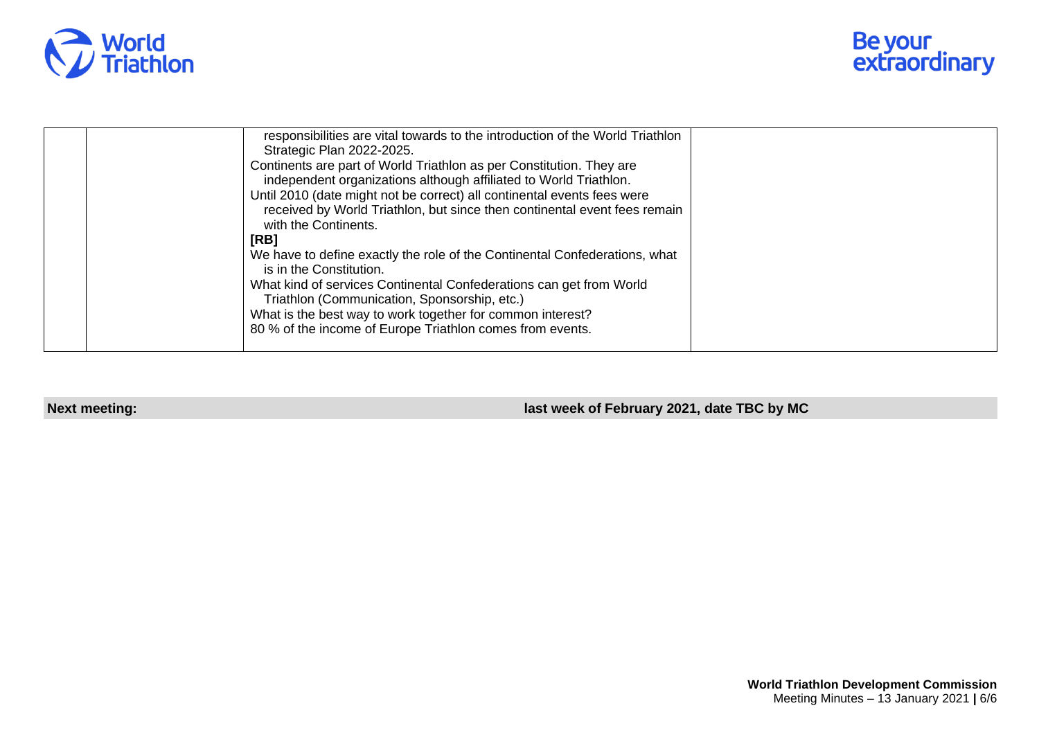| | | | |
|---|---|---|---|
| | | responsibilities are vital towards to the introduction of the World Triathlon Strategic Plan 2022-2025.<br>Continents are part of World Triathlon as per Constitution. They are independent organizations although affiliated to World Triathlon.<br>Until 2010 (date might not be correct) all continental events fees were received by World Triathlon, but since then continental event fees remain with the Continents.<br>**[RB]**<br>We have to define exactly the role of the Continental Confederations, what is in the Constitution.<br>What kind of services Continental Confederations can get from World Triathlon (Communication, Sponsorship, etc.)<br>What is the best way to work together for common interest?<br>80 % of the income of Europe Triathlon comes from events. | |

**Next meeting:** **last week of February 2021, date TBC by MC**